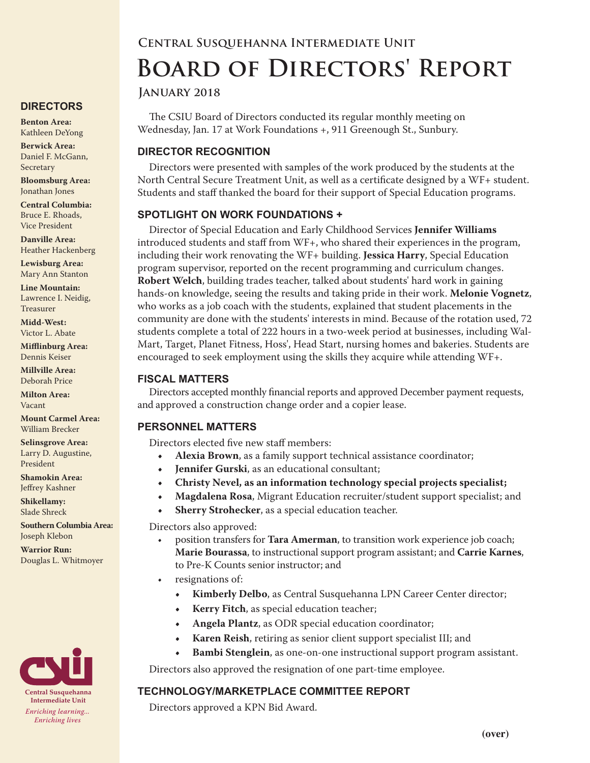# Central Susquehanna Intermediate Unit

# Board of Directors' Report

## January 2018

The CSIU Board of Directors conducted its regular monthly meeting on Wednesday, Jan. 17 at Work Foundations +, 911 Greenough St., Sunbury.

### DIRECTOR RECOGNITION

Directors were presented with samples of the work produced by the students at the North Central Secure Treatment Unit, as well as a certificate designed by a WF+ student. Students and staff thanked the board for their support of Special Education programs.

### SPOTLIGHT ON WORK FOUNDATIONS +

Director of Special Education and Early Childhood Services **Jennifer Williams** introduced students and staff from WF+, who shared their experiences in the program, including their work renovating the WF+ building. **Jessica Harry**, Special Education program supervisor, reported on the recent programming and curriculum changes. **Robert Welch**, building trades teacher, talked about students' hard work in gaining hands-on knowledge, seeing the results and taking pride in their work. **Melonie Vognetz**, who works as a job coach with the students, explained that student placements in the community are done with the students' interests in mind. Because of the rotation used, 72 students complete a total of 222 hours in a two-week period at businesses, including Wal-Mart, Target, Planet Fitness, Hoss', Head Start, nursing homes and bakeries. Students are encouraged to seek employment using the skills they acquire while attending WF+.

### FISCAL MATTERS

Directors accepted monthly financial reports and approved December payment requests, and approved a construction change order and a copier lease.

### PERSONNEL MATTERS

Directors elected five new staff members:

- **Alexia Brown**, as a family support technical assistance coordinator;
- **Jennifer Gurski**, as an educational consultant;
- **Christy Nevel, as an information technology special projects specialist;**
- **Magdalena Rosa**, Migrant Education recruiter/student support specialist; and
- **Sherry Strohecker**, as a special education teacher.

Directors also approved:

- position transfers for **Tara Amerman**, to transition work experience job coach; **Marie Bourassa**, to instructional support program assistant; and **Carrie Karnes**, to Pre-K Counts senior instructor; and
- resignations of:
  - **Kimberly Delbo**, as Central Susquehanna LPN Career Center director;
  - **Kerry Fitch**, as special education teacher;
  - **Angela Plantz**, as ODR special education coordinator;
  - **Karen Reish**, retiring as senior client support specialist III; and
  - **Bambi Stenglein**, as one-on-one instructional support program assistant.

Directors also approved the resignation of one part-time employee.

### TECHNOLOGY/MARKETPLACE COMMITTEE REPORT

Directors approved a KPN Bid Award.

**(over)**

### DIRECTORS

**Benton Area:** Kathleen DeYong

**Berwick Area:** Daniel F. McGann, Secretary

**Bloomsburg Area:** Jonathan Jones

**Central Columbia:** Bruce E. Rhoads, Vice President

**Danville Area:** Heather Hackenberg

**Lewisburg Area:** Mary Ann Stanton

**Line Mountain:** Lawrence I. Neidig, Treasurer

**Midd-West:** Victor L. Abate

**Mifflinburg Area:** Dennis Keiser

**Millville Area:** Deborah Price

**Milton Area:** Vacant

**Mount Carmel Area:** William Brecker

**Selinsgrove Area:** Larry D. Augustine, President

**Shamokin Area:** Jeffrey Kashner

**Shikellamy:** Slade Shreck

**Southern Columbia Area:** Joseph Klebon

**Warrior Run:** Douglas L. Whitmoyer

**Central Susquehanna Intermediate Unit**

*Enriching learning... Enriching lives*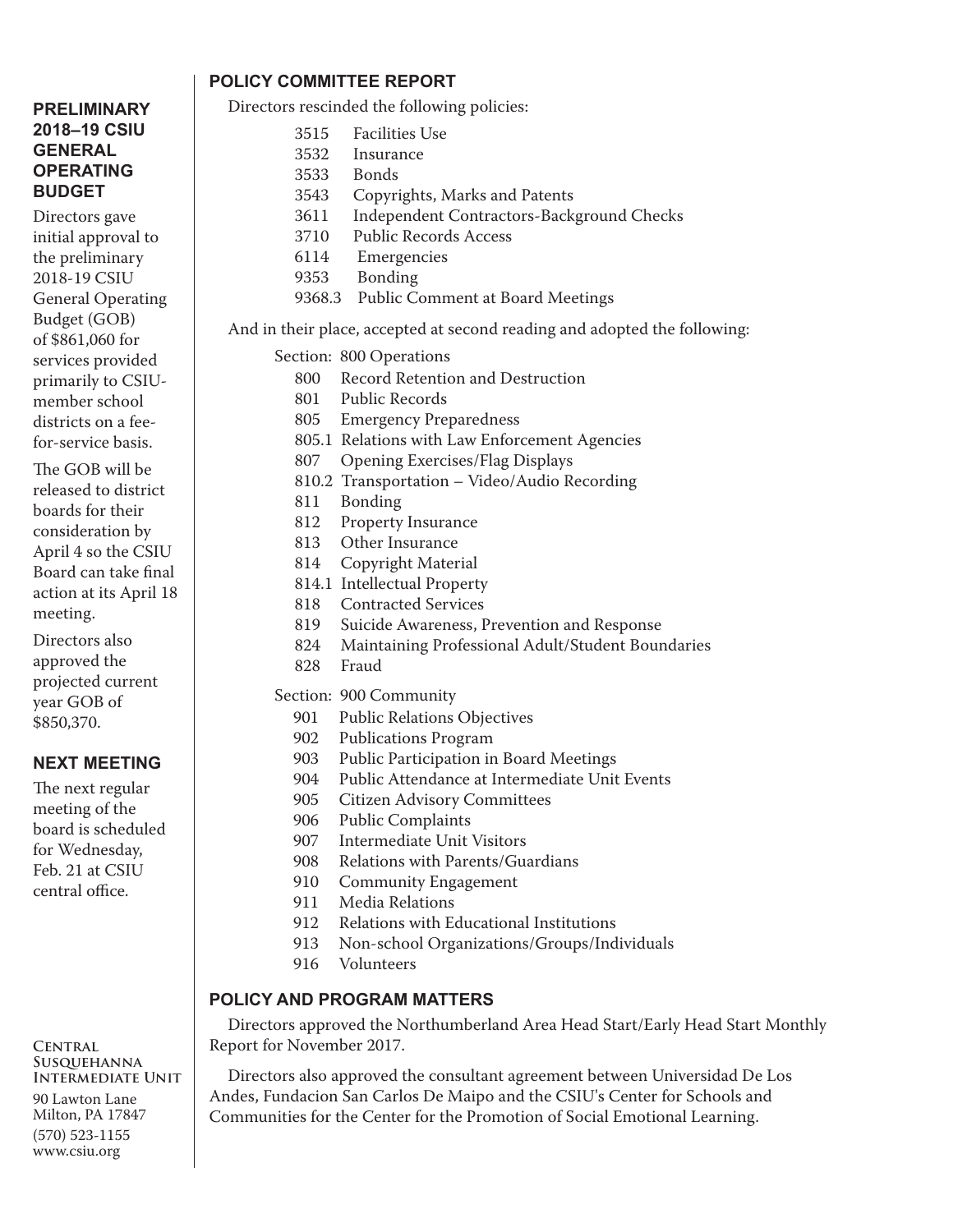## PRELIMINARY 2018–19 CSIU GENERAL OPERATING BUDGET

Directors gave initial approval to the preliminary 2018-19 CSIU General Operating Budget (GOB) of $861,060 for services provided primarily to CSIU-member school districts on a fee-for-service basis.

The GOB will be released to district boards for their consideration by April 4 so the CSIU Board can take final action at its April 18 meeting.

Directors also approved the projected current year GOB of $850,370.

## NEXT MEETING

The next regular meeting of the board is scheduled for Wednesday, Feb. 21 at CSIU central office.

**Central Susquehanna Intermediate Unit**
90 Lawton Lane
Milton, PA 17847
(570) 523-1155
www.csiu.org

## POLICY COMMITTEE REPORT

Directors rescinded the following policies:

- 3515 Facilities Use
- 3532 Insurance
- 3533 Bonds
- 3543 Copyrights, Marks and Patents
- 3611 Independent Contractors-Background Checks
- 3710 Public Records Access
- 6114 Emergencies
- 9353 Bonding
- 9368.3 Public Comment at Board Meetings

And in their place, accepted at second reading and adopted the following:

Section: 800 Operations

- 800 Record Retention and Destruction
- 801 Public Records
- 805 Emergency Preparedness
- 805.1 Relations with Law Enforcement Agencies
- 807 Opening Exercises/Flag Displays
- 810.2 Transportation – Video/Audio Recording
- 811 Bonding
- 812 Property Insurance
- 813 Other Insurance
- 814 Copyright Material
- 814.1 Intellectual Property
- 818 Contracted Services
- 819 Suicide Awareness, Prevention and Response
- 824 Maintaining Professional Adult/Student Boundaries
- 828 Fraud

Section: 900 Community

- 901 Public Relations Objectives
- 902 Publications Program
- 903 Public Participation in Board Meetings
- 904 Public Attendance at Intermediate Unit Events
- 905 Citizen Advisory Committees
- 906 Public Complaints
- 907 Intermediate Unit Visitors
- 908 Relations with Parents/Guardians
- 910 Community Engagement
- 911 Media Relations
- 912 Relations with Educational Institutions
- 913 Non-school Organizations/Groups/Individuals
- 916 Volunteers

## POLICY AND PROGRAM MATTERS

Directors approved the Northumberland Area Head Start/Early Head Start Monthly Report for November 2017.

Directors also approved the consultant agreement between Universidad De Los Andes, Fundacion San Carlos De Maipo and the CSIU's Center for Schools and Communities for the Center for the Promotion of Social Emotional Learning.